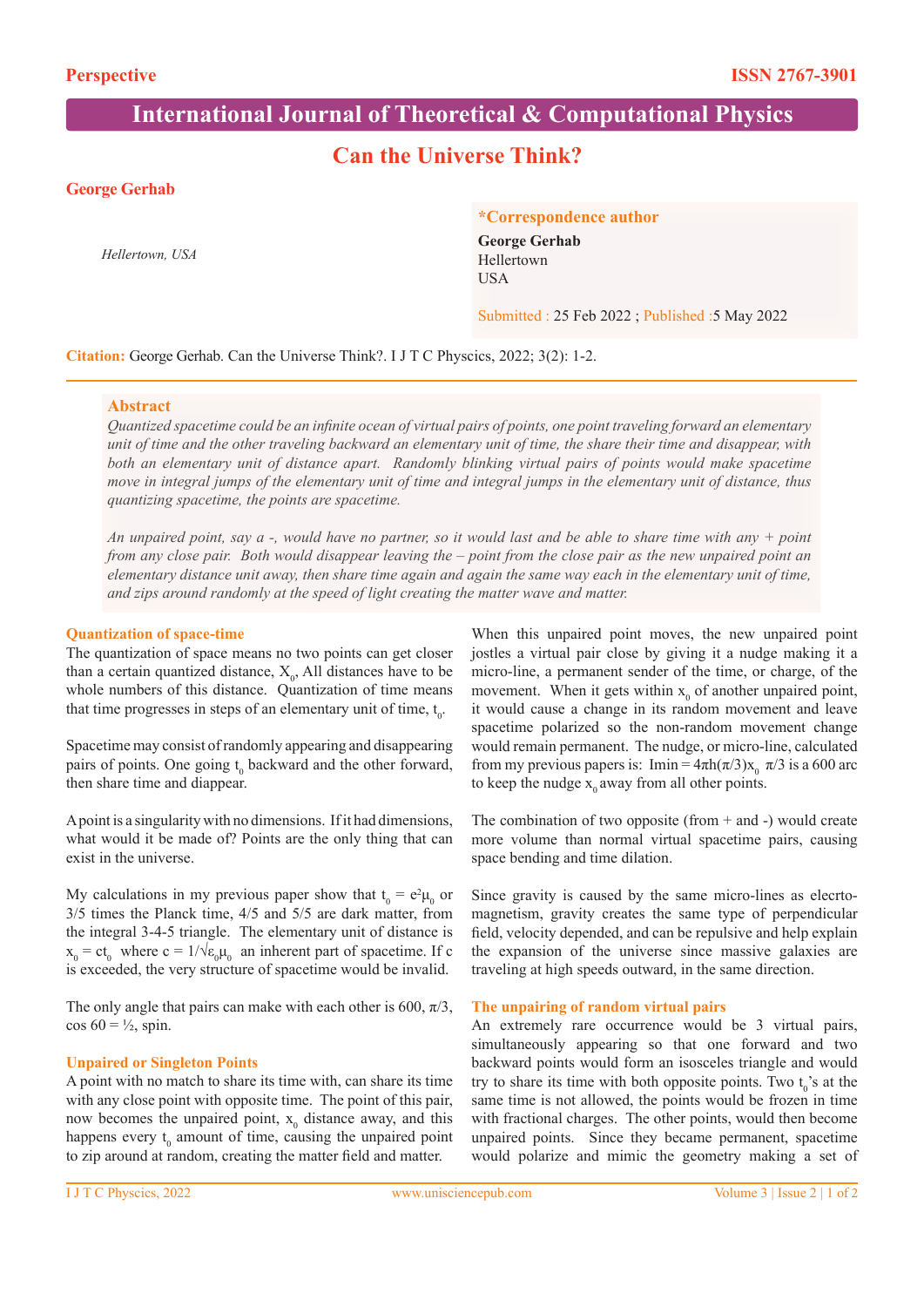Perspective

ISSN 2767-3901

# International Journal of Theoretical & Computational Physics

## Can the Universe Think?

**George Gerhab**

*Hellertown, USA*

**\*Correspondence author**

**George Gerhab**
Hellertown
USA

Submitted : 25 Feb 2022 ; Published :5 May 2022

**Citation:** George Gerhab. Can the Universe Think?. I J T C Physcics, 2022; 3(2): 1-2.

### Abstract

*Quantized spacetime could be an infinite ocean of virtual pairs of points, one point traveling forward an elementary unit of time and the other traveling backward an elementary unit of time, the share their time and disappear, with both an elementary unit of distance apart. Randomly blinking virtual pairs of points would make spacetime move in integral jumps of the elementary unit of time and integral jumps in the elementary unit of distance, thus quantizing spacetime, the points are spacetime.*

*An unpaired point, say a -, would have no partner, so it would last and be able to share time with any + point from any close pair. Both would disappear leaving the – point from the close pair as the new unpaired point an elementary distance unit away, then share time again and again the same way each in the elementary unit of time, and zips around randomly at the speed of light creating the matter wave and matter.*

### Quantization of space-time

The quantization of space means no two points can get closer than a certain quantized distance, $X_0$, All distances have to be whole numbers of this distance. Quantization of time means that time progresses in steps of an elementary unit of time, $t_0$.

Spacetime may consist of randomly appearing and disappearing pairs of points. One going $t_0$ backward and the other forward, then share time and diappear.

A point is a singularity with no dimensions. If it had dimensions, what would it be made of? Points are the only thing that can exist in the universe.

My calculations in my previous paper show that $t_0 = e^2\mu_0$ or 3/5 times the Planck time, 4/5 and 5/5 are dark matter, from the integral 3-4-5 triangle. The elementary unit of distance is $x_0 = ct_0$ where $c = 1/\sqrt{\varepsilon_0\mu_0}$ an inherent part of spacetime. If c is exceeded, the very structure of spacetime would be invalid.

The only angle that pairs can make with each other is 600, $\pi/3$, cos 60 = ½, spin.

### Unpaired or Singleton Points

A point with no match to share its time with, can share its time with any close point with opposite time. The point of this pair, now becomes the unpaired point, $x_0$ distance away, and this happens every $t_0$ amount of time, causing the unpaired point to zip around at random, creating the matter field and matter.

When this unpaired point moves, the new unpaired point jostles a virtual pair close by giving it a nudge making it a micro-line, a permanent sender of the time, or charge, of the movement. When it gets within $x_0$ of another unpaired point, it would cause a change in its random movement and leave spacetime polarized so the non-random movement change would remain permanent. The nudge, or micro-line, calculated from my previous papers is: $\text{Imin} = 4\pi\hbar(\pi/3)x_0\ \pi/3$ is a 600 arc to keep the nudge $x_0$ away from all other points.

The combination of two opposite (from + and -) would create more volume than normal virtual spacetime pairs, causing space bending and time dilation.

Since gravity is caused by the same micro-lines as elecrto-magnetism, gravity creates the same type of perpendicular field, velocity depended, and can be repulsive and help explain the expansion of the universe since massive galaxies are traveling at high speeds outward, in the same direction.

### The unpairing of random virtual pairs

An extremely rare occurrence would be 3 virtual pairs, simultaneously appearing so that one forward and two backward points would form an isosceles triangle and would try to share its time with both opposite points. Two $t_0$'s at the same time is not allowed, the points would be frozen in time with fractional charges. The other points, would then become unpaired points. Since they became permanent, spacetime would polarize and mimic the geometry making a set of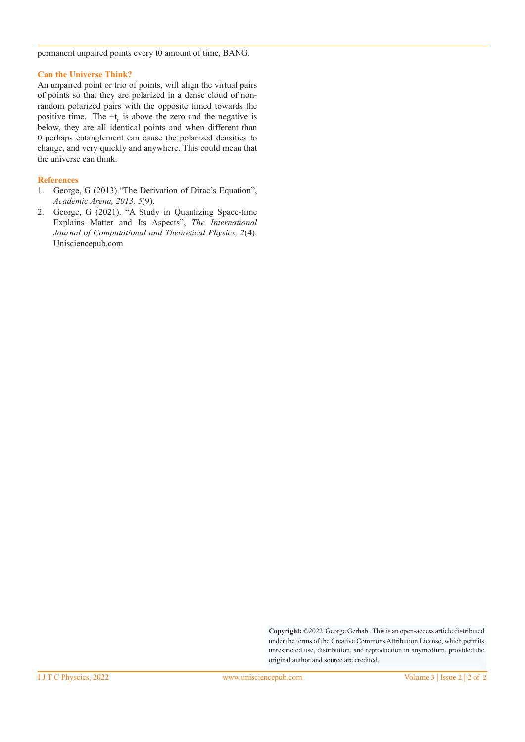permanent unpaired points every t0 amount of time, BANG.

### Can the Universe Think?

An unpaired point or trio of points, will align the virtual pairs of points so that they are polarized in a dense cloud of non-random polarized pairs with the opposite timed towards the positive time. The $+t_0$ is above the zero and the negative is below, they are all identical points and when different than 0 perhaps entanglement can cause the polarized densities to change, and very quickly and anywhere. This could mean that the universe can think.

### References

1. George, G (2013).“The Derivation of Dirac’s Equation”, *Academic Arena, 2013, 5*(9).
2. George, G (2021). “A Study in Quantizing Space-time Explains Matter and Its Aspects”, *The International Journal of Computational and Theoretical Physics, 2*(4). Unisciencepub.com

**Copyright:** ©2022 George Gerhab . This is an open-access article distributed under the terms of the Creative Commons Attribution License, which permits unrestricted use, distribution, and reproduction in anymedium, provided the original author and source are credited.